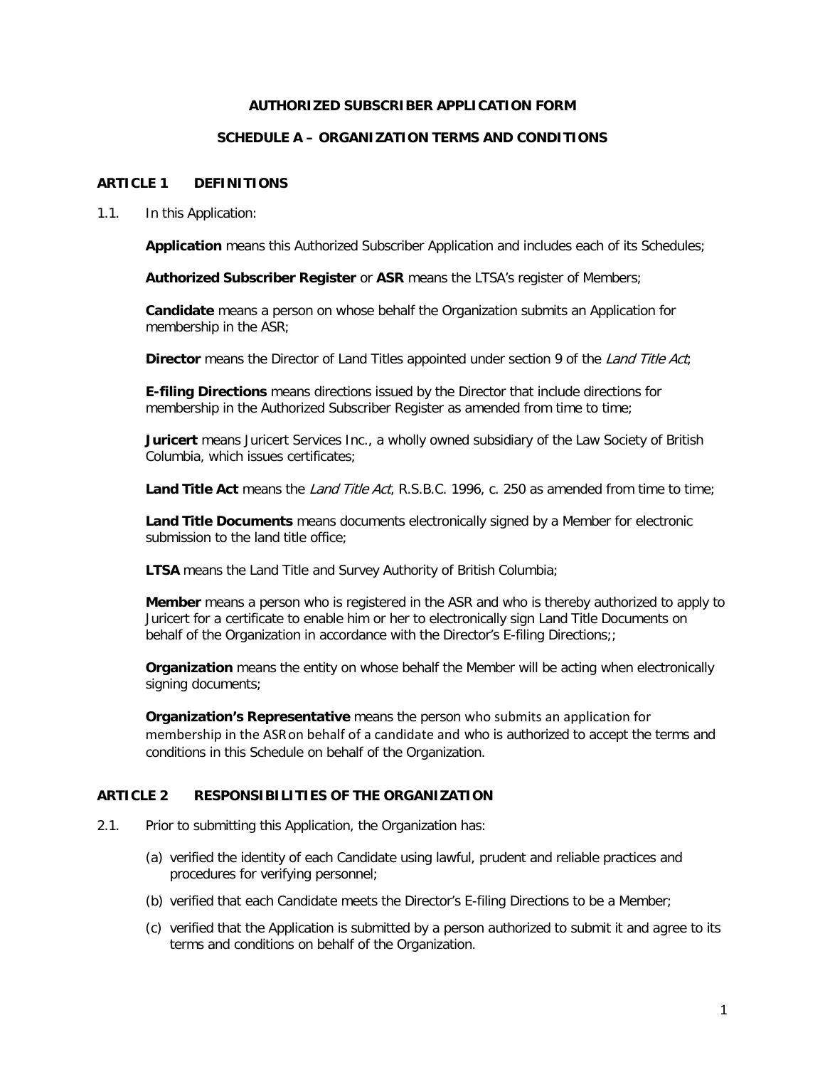# AUTHORIZED SUBSCRIBER APPLICATION FORM

## SCHEDULE A – ORGANIZATION TERMS AND CONDITIONS

### ARTICLE 1 DEFINITIONS

1.1. In this Application:

**Application** means this Authorized Subscriber Application and includes each of its Schedules;

**Authorized Subscriber Register** or **ASR** means the LTSA's register of Members;

**Candidate** means a person on whose behalf the Organization submits an Application for membership in the ASR;

**Director** means the Director of Land Titles appointed under section 9 of the *Land Title Act*;

**E-filing Directions** means directions issued by the Director that include directions for membership in the Authorized Subscriber Register as amended from time to time;

**Juricert** means Juricert Services Inc., a wholly owned subsidiary of the Law Society of British Columbia, which issues certificates;

**Land Title Act** means the *Land Title Act*, R.S.B.C. 1996, c. 250 as amended from time to time;

**Land Title Documents** means documents electronically signed by a Member for electronic submission to the land title office;

**LTSA** means the Land Title and Survey Authority of British Columbia;

**Member** means a person who is registered in the ASR and who is thereby authorized to apply to Juricert for a certificate to enable him or her to electronically sign Land Title Documents on behalf of the Organization in accordance with the Director's E-filing Directions;;

**Organization** means the entity on whose behalf the Member will be acting when electronically signing documents;

**Organization's Representative** means the person who submits an application for membership in the ASRon behalf of a candidate and who is authorized to accept the terms and conditions in this Schedule on behalf of the Organization.

### ARTICLE 2 RESPONSIBILITIES OF THE ORGANIZATION

2.1. Prior to submitting this Application, the Organization has:

(a) verified the identity of each Candidate using lawful, prudent and reliable practices and procedures for verifying personnel;

(b) verified that each Candidate meets the Director's E-filing Directions to be a Member;

(c) verified that the Application is submitted by a person authorized to submit it and agree to its terms and conditions on behalf of the Organization.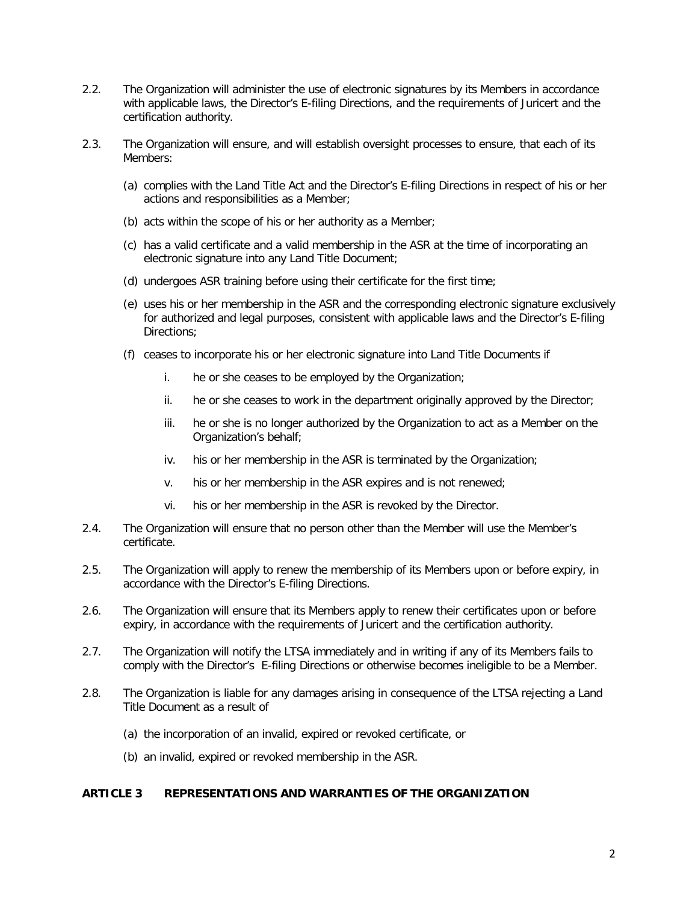2.2. The Organization will administer the use of electronic signatures by its Members in accordance with applicable laws, the Director's E-filing Directions, and the requirements of Juricert and the certification authority.

2.3. The Organization will ensure, and will establish oversight processes to ensure, that each of its Members:

(a) complies with the Land Title Act and the Director's E-filing Directions in respect of his or her actions and responsibilities as a Member;

(b) acts within the scope of his or her authority as a Member;

(c) has a valid certificate and a valid membership in the ASR at the time of incorporating an electronic signature into any Land Title Document;

(d) undergoes ASR training before using their certificate for the first time;

(e) uses his or her membership in the ASR and the corresponding electronic signature exclusively for authorized and legal purposes, consistent with applicable laws and the Director's E-filing Directions;

(f) ceases to incorporate his or her electronic signature into Land Title Documents if

i. he or she ceases to be employed by the Organization;

ii. he or she ceases to work in the department originally approved by the Director;

iii. he or she is no longer authorized by the Organization to act as a Member on the Organization's behalf;

iv. his or her membership in the ASR is terminated by the Organization;

v. his or her membership in the ASR expires and is not renewed;

vi. his or her membership in the ASR is revoked by the Director.

2.4. The Organization will ensure that no person other than the Member will use the Member's certificate.

2.5. The Organization will apply to renew the membership of its Members upon or before expiry, in accordance with the Director's E-filing Directions.

2.6. The Organization will ensure that its Members apply to renew their certificates upon or before expiry, in accordance with the requirements of Juricert and the certification authority.

2.7. The Organization will notify the LTSA immediately and in writing if any of its Members fails to comply with the Director's E-filing Directions or otherwise becomes ineligible to be a Member.

2.8. The Organization is liable for any damages arising in consequence of the LTSA rejecting a Land Title Document as a result of

(a) the incorporation of an invalid, expired or revoked certificate, or

(b) an invalid, expired or revoked membership in the ASR.

## ARTICLE 3 REPRESENTATIONS AND WARRANTIES OF THE ORGANIZATION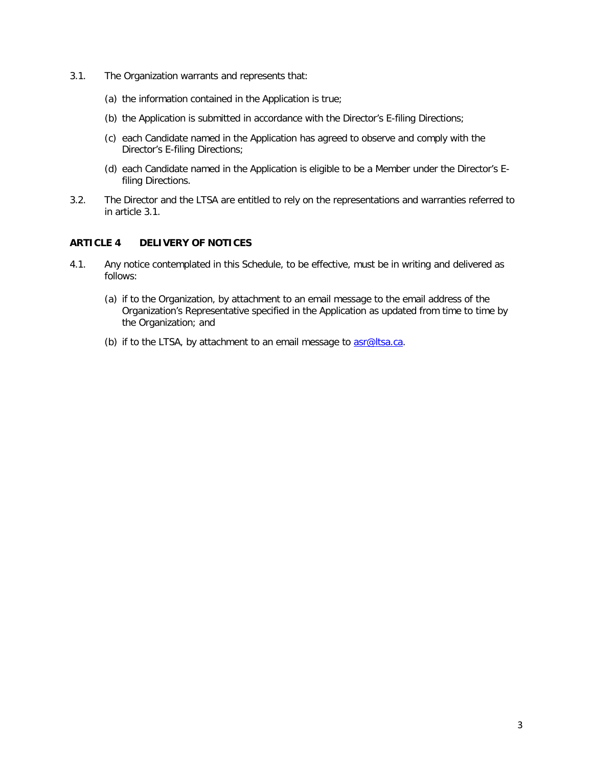3.1. The Organization warrants and represents that:

(a) the information contained in the Application is true;

(b) the Application is submitted in accordance with the Director's E-filing Directions;

(c) each Candidate named in the Application has agreed to observe and comply with the Director's E-filing Directions;

(d) each Candidate named in the Application is eligible to be a Member under the Director's E-filing Directions.

3.2. The Director and the LTSA are entitled to rely on the representations and warranties referred to in article 3.1.

## ARTICLE 4 DELIVERY OF NOTICES

4.1. Any notice contemplated in this Schedule, to be effective, must be in writing and delivered as follows:

(a) if to the Organization, by attachment to an email message to the email address of the Organization's Representative specified in the Application as updated from time to time by the Organization; and

(b) if to the LTSA, by attachment to an email message to asr@ltsa.ca.